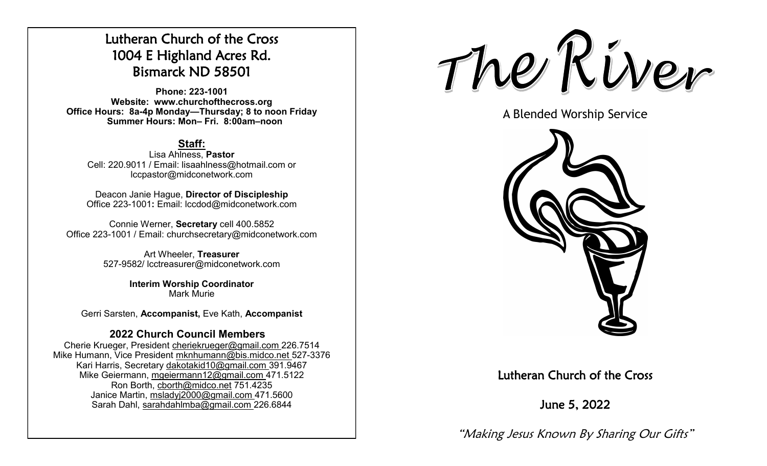# Lutheran Church of the Cross
## 1004 E Highland Acres Rd.
## Bismarck ND 58501

**Phone: 223-1001**
**Website: www.churchofthecross.org**
**Office Hours: 8a-4p Monday—Thursday; 8 to noon Friday**
**Summer Hours: Mon– Fri. 8:00am–noon**

### Staff:

Lisa Ahlness, **Pastor**
Cell: 220.9011 / Email: lisaahlness@hotmail.com or lccpastor@midconetwork.com

Deacon Janie Hague, **Director of Discipleship**
Office 223-1001**:** Email: lccdod@midconetwork.com

Connie Werner, **Secretary** cell 400.5852
Office 223-1001 / Email: churchsecretary@midconetwork.com

Art Wheeler, **Treasurer**
527-9582/ lcctreasurer@midconetwork.com

**Interim Worship Coordinator**
Mark Murie

Gerri Sarsten, **Accompanist,** Eve Kath, **Accompanist**

### 2022 Church Council Members

Cherie Krueger, President cheriekrueger@gmail.com 226.7514
Mike Humann, Vice President mknhumann@bis.midco.net 527-3376
Kari Harris, Secretary dakotakid10@gmail.com 391.9467
Mike Geiermann, mgeiermann12@gmail.com 471.5122
Ron Borth, cborth@midco.net 751.4235
Janice Martin, msladyj2000@gmail.com 471.5600
Sarah Dahl, sarahdahlmba@gmail.com 226.6844

# The River

A Blended Worship Service

Lutheran Church of the Cross

June 5, 2022

*"Making Jesus Known By Sharing Our Gifts"*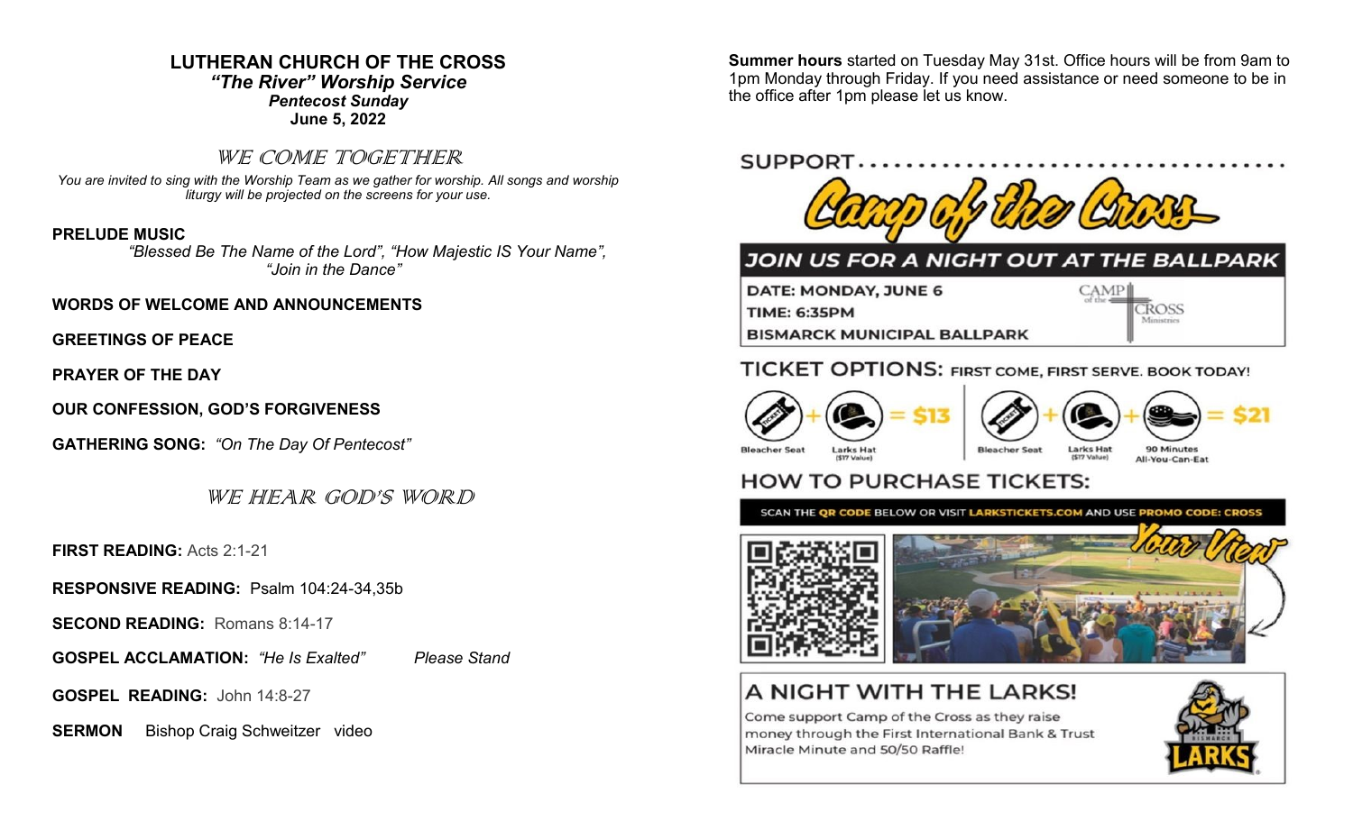**LUTHERAN CHURCH OF THE CROSS**
***"The River" Worship Service***
***Pentecost Sunday***
**June 5, 2022**

## *WE COME TOGETHER*

*You are invited to sing with the Worship Team as we gather for worship. All songs and worship liturgy will be projected on the screens for your use.*

**PRELUDE MUSIC**
*"Blessed Be The Name of the Lord", "How Majestic IS Your Name", "Join in the Dance"*

**WORDS OF WELCOME AND ANNOUNCEMENTS**

**GREETINGS OF PEACE**

**PRAYER OF THE DAY**

**OUR CONFESSION, GOD'S FORGIVENESS**

**GATHERING SONG:** *"On The Day Of Pentecost"*

## *WE HEAR GOD'S WORD*

**FIRST READING:** Acts 2:1-21

**RESPONSIVE READING:** Psalm 104:24-34,35b

**SECOND READING:** Romans 8:14-17

**GOSPEL ACCLAMATION:** *"He Is Exalted"* *Please Stand*

**GOSPEL READING:** John 14:8-27

**SERMON** Bishop Craig Schweitzer video

**Summer hours** started on Tuesday May 31st. Office hours will be from 9am to 1pm Monday through Friday. If you need assistance or need someone to be in the office after 1pm please let us know.

SUPPORT
**Camp of the Cross**

### JOIN US FOR A NIGHT OUT AT THE BALLPARK

DATE: MONDAY, JUNE 6
TIME: 6:35PM
BISMARCK MUNICIPAL BALLPARK

CAMP of the CROSS Ministries

### TICKET OPTIONS: FIRST COME, FIRST SERVE. BOOK TODAY!

Bleacher Seat + Larks Hat ($17 Value) = $13

Bleacher Seat + Larks Hat ($17 Value) + 90 Minutes All-You-Can-Eat = $21

### HOW TO PURCHASE TICKETS:

SCAN THE QR CODE BELOW OR VISIT LARKSTICKETS.COM AND USE PROMO CODE: CROSS

Your View

### A NIGHT WITH THE LARKS!

Come support Camp of the Cross as they raise money through the First International Bank & Trust Miracle Minute and 50/50 Raffle!

BISMARCK LARKS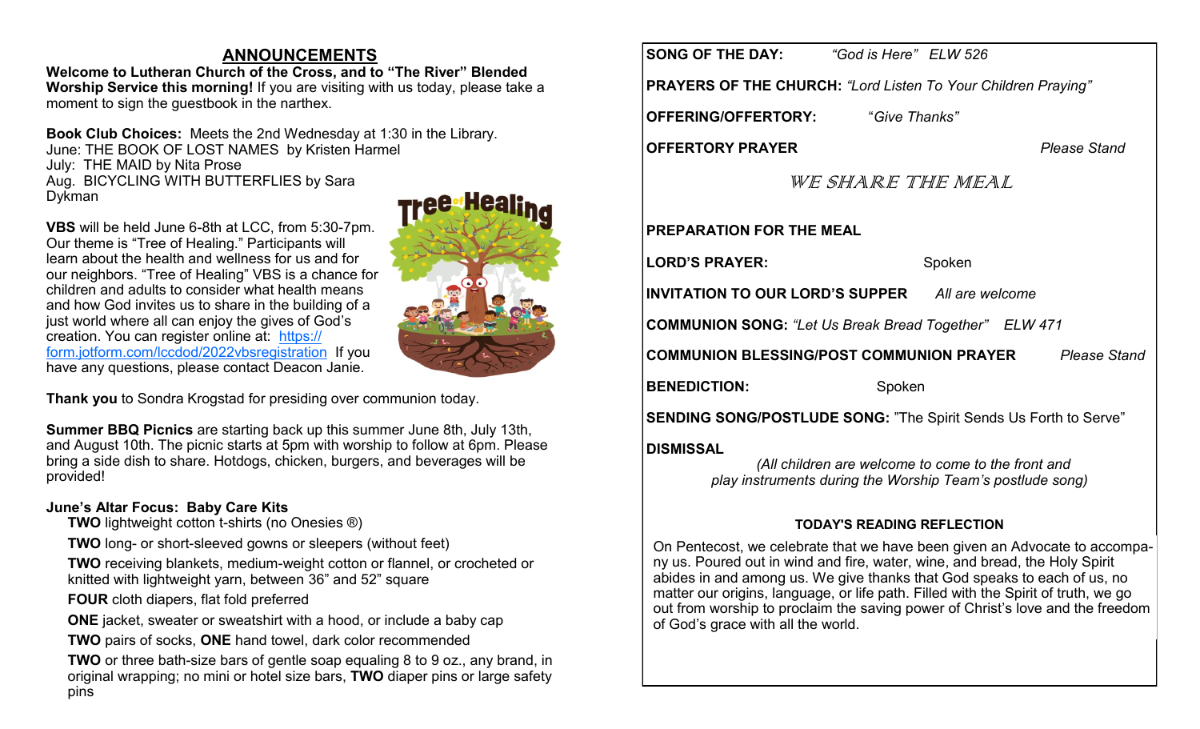## ANNOUNCEMENTS

**Welcome to Lutheran Church of the Cross, and to "The River" Blended Worship Service this morning!** If you are visiting with us today, please take a moment to sign the guestbook in the narthex.

**Book Club Choices:** Meets the 2nd Wednesday at 1:30 in the Library.
June: THE BOOK OF LOST NAMES by Kristen Harmel
July: THE MAID by Nita Prose
Aug. BICYCLING WITH BUTTERFLIES by Sara Dykman

**VBS** will be held June 6-8th at LCC, from 5:30-7pm. Our theme is "Tree of Healing." Participants will learn about the health and wellness for us and for our neighbors. "Tree of Healing" VBS is a chance for children and adults to consider what health means and how God invites us to share in the building of a just world where all can enjoy the gives of God's creation. You can register online at: https://form.jotform.com/lccdod/2022vbsregistration If you have any questions, please contact Deacon Janie.

**Thank you** to Sondra Krogstad for presiding over communion today.

**Summer BBQ Picnics** are starting back up this summer June 8th, July 13th, and August 10th. The picnic starts at 5pm with worship to follow at 6pm. Please bring a side dish to share. Hotdogs, chicken, burgers, and beverages will be provided!

**June's Altar Focus: Baby Care Kits**

**TWO** lightweight cotton t-shirts (no Onesies ®)

**TWO** long- or short-sleeved gowns or sleepers (without feet)

**TWO** receiving blankets, medium-weight cotton or flannel, or crocheted or knitted with lightweight yarn, between 36" and 52" square

**FOUR** cloth diapers, flat fold preferred

**ONE** jacket, sweater or sweatshirt with a hood, or include a baby cap

**TWO** pairs of socks, **ONE** hand towel, dark color recommended

**TWO** or three bath-size bars of gentle soap equaling 8 to 9 oz., any brand, in original wrapping; no mini or hotel size bars, **TWO** diaper pins or large safety pins

**SONG OF THE DAY:** *"God is Here" ELW 526*

**PRAYERS OF THE CHURCH:** *"Lord Listen To Your Children Praying"*

**OFFERING/OFFERTORY:** *"Give Thanks"*

**OFFERTORY PRAYER** *Please Stand*

## WE SHARE THE MEAL

**PREPARATION FOR THE MEAL**

**LORD'S PRAYER:** Spoken

**INVITATION TO OUR LORD'S SUPPER** *All are welcome*

**COMMUNION SONG:** *"Let Us Break Bread Together" ELW 471*

**COMMUNION BLESSING/POST COMMUNION PRAYER** *Please Stand*

**BENEDICTION:** Spoken

**SENDING SONG/POSTLUDE SONG:** "The Spirit Sends Us Forth to Serve"

**DISMISSAL**

*(All children are welcome to come to the front and play instruments during the Worship Team's postlude song)*

### TODAY'S READING REFLECTION

On Pentecost, we celebrate that we have been given an Advocate to accompany us. Poured out in wind and fire, water, wine, and bread, the Holy Spirit abides in and among us. We give thanks that God speaks to each of us, no matter our origins, language, or life path. Filled with the Spirit of truth, we go out from worship to proclaim the saving power of Christ's love and the freedom of God's grace with all the world.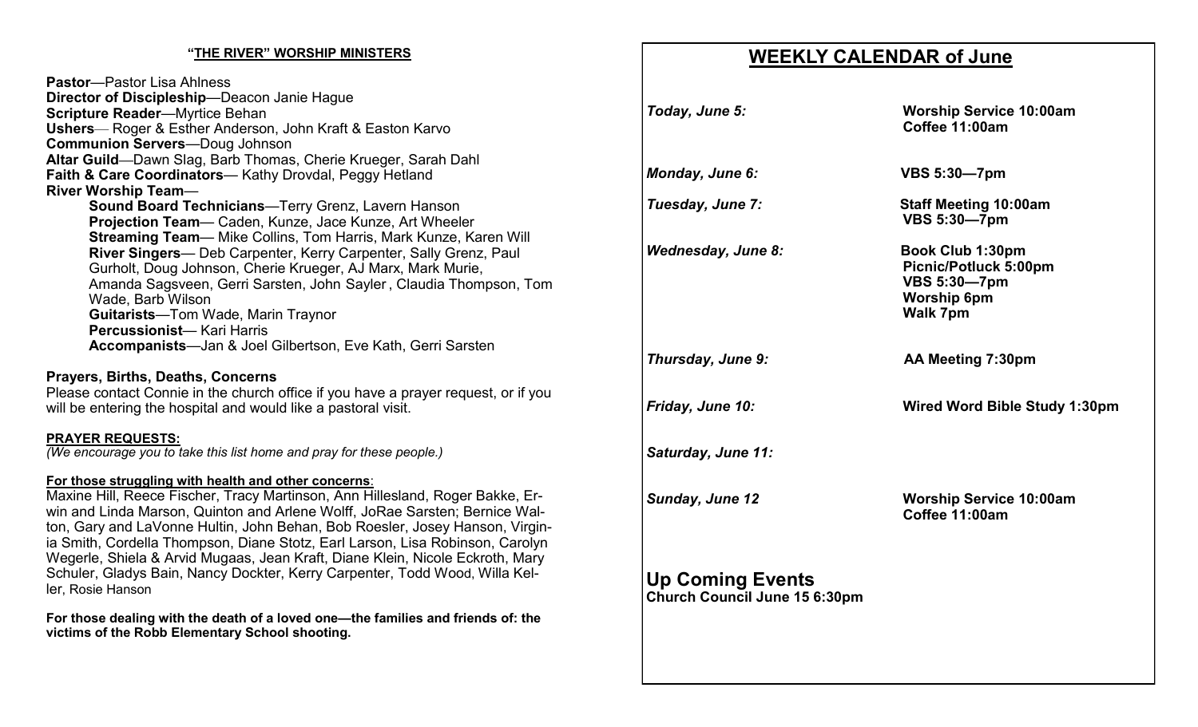## "THE RIVER" WORSHIP MINISTERS

**Pastor**—Pastor Lisa Ahlness
**Director of Discipleship**—Deacon Janie Hague
**Scripture Reader**—Myrtice Behan
**Ushers**— Roger & Esther Anderson, John Kraft & Easton Karvo
**Communion Servers**—Doug Johnson
**Altar Guild**—Dawn Slag, Barb Thomas, Cherie Krueger, Sarah Dahl
**Faith & Care Coordinators**— Kathy Drovdal, Peggy Hetland
**River Worship Team**—

- **Sound Board Technicians**—Terry Grenz, Lavern Hanson
- **Projection Team**— Caden, Kunze, Jace Kunze, Art Wheeler
- **Streaming Team**— Mike Collins, Tom Harris, Mark Kunze, Karen Will
- **River Singers**— Deb Carpenter, Kerry Carpenter, Sally Grenz, Paul Gurholt, Doug Johnson, Cherie Krueger, AJ Marx, Mark Murie, Amanda Sagsveen, Gerri Sarsten, John Sayler , Claudia Thompson, Tom Wade, Barb Wilson
- **Guitarists**—Tom Wade, Marin Traynor
- **Percussionist**— Kari Harris
- **Accompanists**—Jan & Joel Gilbertson, Eve Kath, Gerri Sarsten

### Prayers, Births, Deaths, Concerns

Please contact Connie in the church office if you have a prayer request, or if you will be entering the hospital and would like a pastoral visit.

**PRAYER REQUESTS:**
*(We encourage you to take this list home and pray for these people.)*

**For those struggling with health and other concerns**:
Maxine Hill, Reece Fischer, Tracy Martinson, Ann Hillesland, Roger Bakke, Erwin and Linda Marson, Quinton and Arlene Wolff, JoRae Sarsten; Bernice Walton, Gary and LaVonne Hultin, John Behan, Bob Roesler, Josey Hanson, Virginia Smith, Cordella Thompson, Diane Stotz, Earl Larson, Lisa Robinson, Carolyn Wegerle, Shiela & Arvid Mugaas, Jean Kraft, Diane Klein, Nicole Eckroth, Mary Schuler, Gladys Bain, Nancy Dockter, Kerry Carpenter, Todd Wood, Willa Keller, Rosie Hanson

**For those dealing with the death of a loved one—the families and friends of: the victims of the Robb Elementary School shooting.**

## WEEKLY CALENDAR of June

| | |
|---|---|
| ***Today, June 5:*** | **Worship Service 10:00am**<br>**Coffee 11:00am** |
| ***Monday, June 6:*** | **VBS 5:30—7pm** |
| ***Tuesday, June 7:*** | **Staff Meeting 10:00am**<br>**VBS 5:30—7pm** |
| ***Wednesday, June 8:*** | **Book Club 1:30pm**<br>**Picnic/Potluck 5:00pm**<br>**VBS 5:30—7pm**<br>**Worship 6pm**<br>**Walk 7pm** |
| ***Thursday, June 9:*** | **AA Meeting 7:30pm** |
| ***Friday, June 10:*** | **Wired Word Bible Study 1:30pm** |
| ***Saturday, June 11:*** | |
| ***Sunday, June 12*** | **Worship Service 10:00am**<br>**Coffee 11:00am** |

### Up Coming Events

**Church Council June 15 6:30pm**